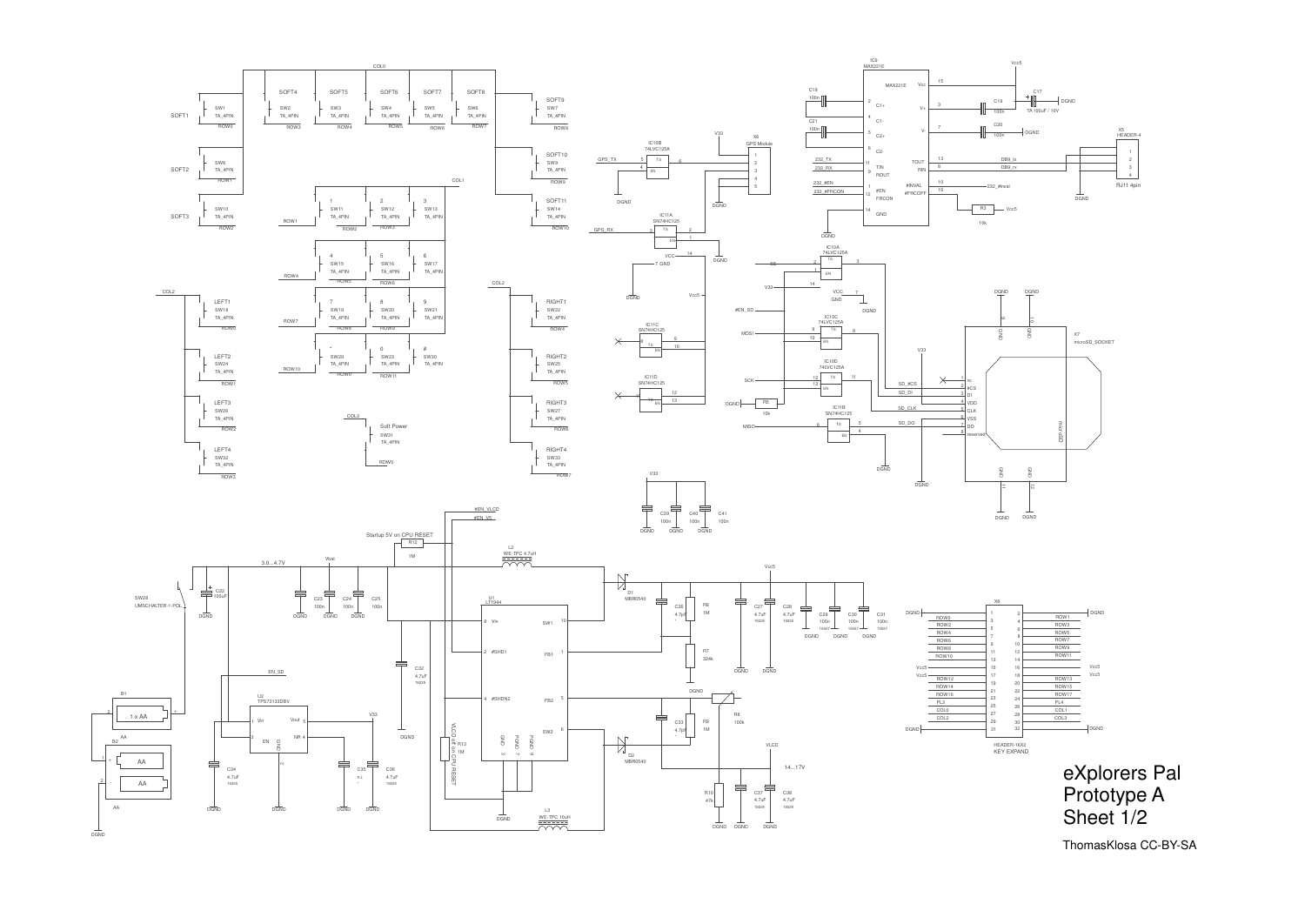# eXplorers Pal
# Prototype A
# Sheet 1/2

ThomasKlosa CC-BY-SA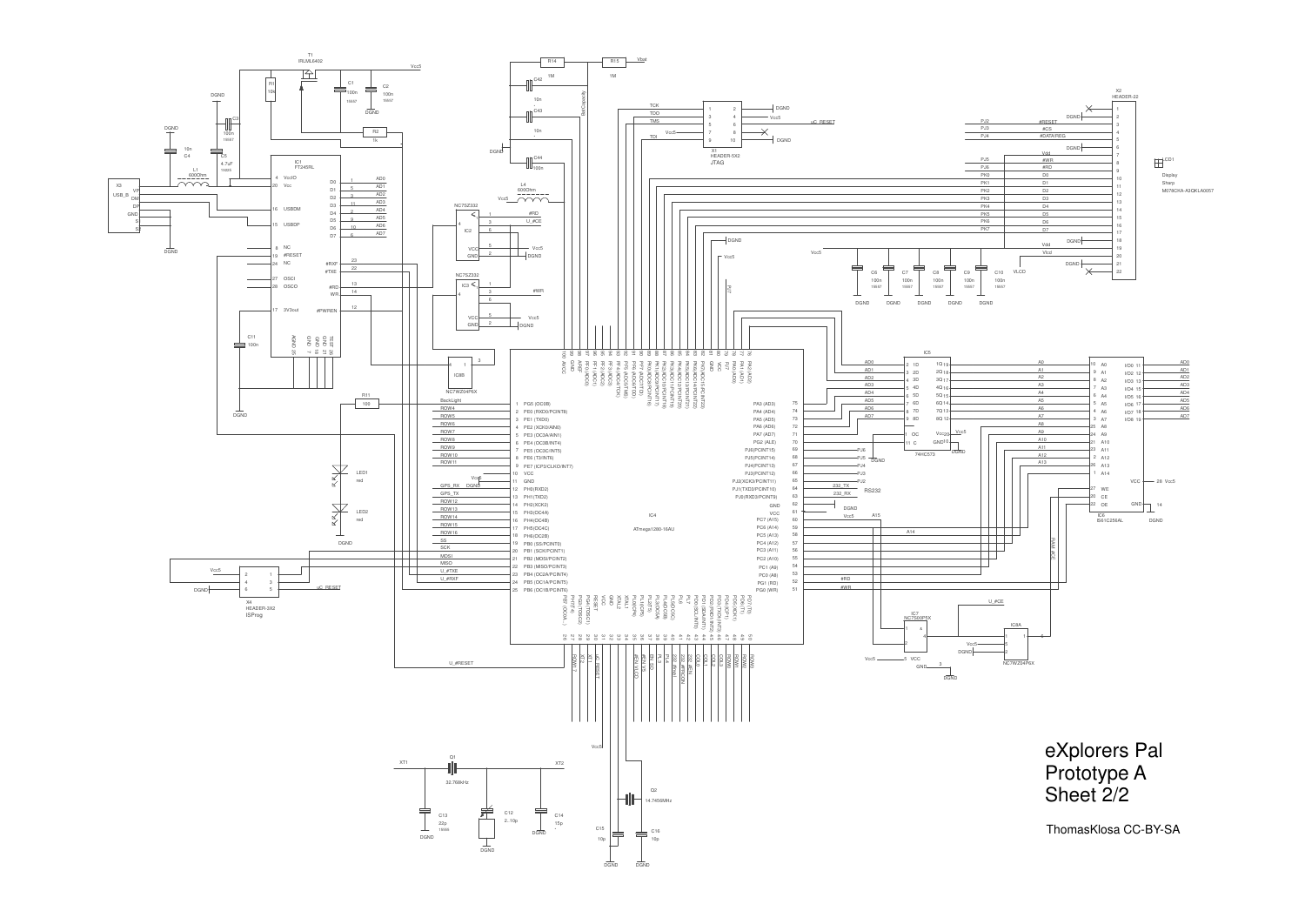eXplorers Pal
Prototype A
Sheet 2/2

ThomasKlosa CC-BY-SA